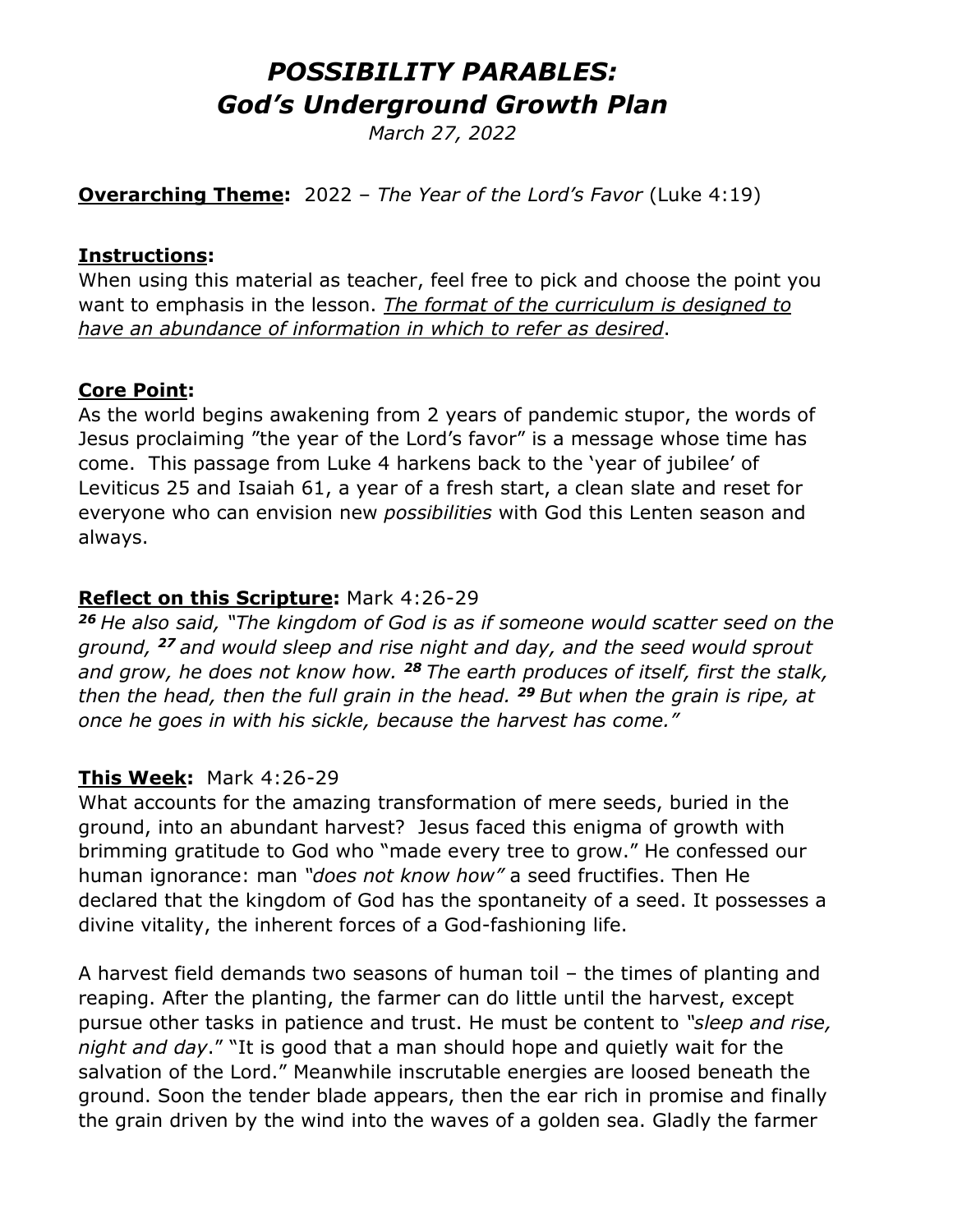# *POSSIBILITY PARABLES:*
# *God's Underground Growth Plan*

*March 27, 2022*

**Overarching Theme:** 2022 – *The Year of the Lord's Favor* (Luke 4:19)

**Instructions:**
When using this material as teacher, feel free to pick and choose the point you want to emphasis in the lesson. *The format of the curriculum is designed to have an abundance of information in which to refer as desired*.

**Core Point:**
As the world begins awakening from 2 years of pandemic stupor, the words of Jesus proclaiming "the year of the Lord's favor" is a message whose time has come. This passage from Luke 4 harkens back to the 'year of jubilee' of Leviticus 25 and Isaiah 61, a year of a fresh start, a clean slate and reset for everyone who can envision new *possibilities* with God this Lenten season and always.

**Reflect on this Scripture:** Mark 4:26-29
***26*** *He also said, "The kingdom of God is as if someone would scatter seed on the ground,* ***27*** *and would sleep and rise night and day, and the seed would sprout and grow, he does not know how.* ***28*** *The earth produces of itself, first the stalk, then the head, then the full grain in the head.* ***29*** *But when the grain is ripe, at once he goes in with his sickle, because the harvest has come."*

**This Week:** Mark 4:26-29
What accounts for the amazing transformation of mere seeds, buried in the ground, into an abundant harvest? Jesus faced this enigma of growth with brimming gratitude to God who "made every tree to grow." He confessed our human ignorance: man *"does not know how"* a seed fructifies. Then He declared that the kingdom of God has the spontaneity of a seed. It possesses a divine vitality, the inherent forces of a God-fashioning life.

A harvest field demands two seasons of human toil – the times of planting and reaping. After the planting, the farmer can do little until the harvest, except pursue other tasks in patience and trust. He must be content to *"sleep and rise, night and day*." "It is good that a man should hope and quietly wait for the salvation of the Lord." Meanwhile inscrutable energies are loosed beneath the ground. Soon the tender blade appears, then the ear rich in promise and finally the grain driven by the wind into the waves of a golden sea. Gladly the farmer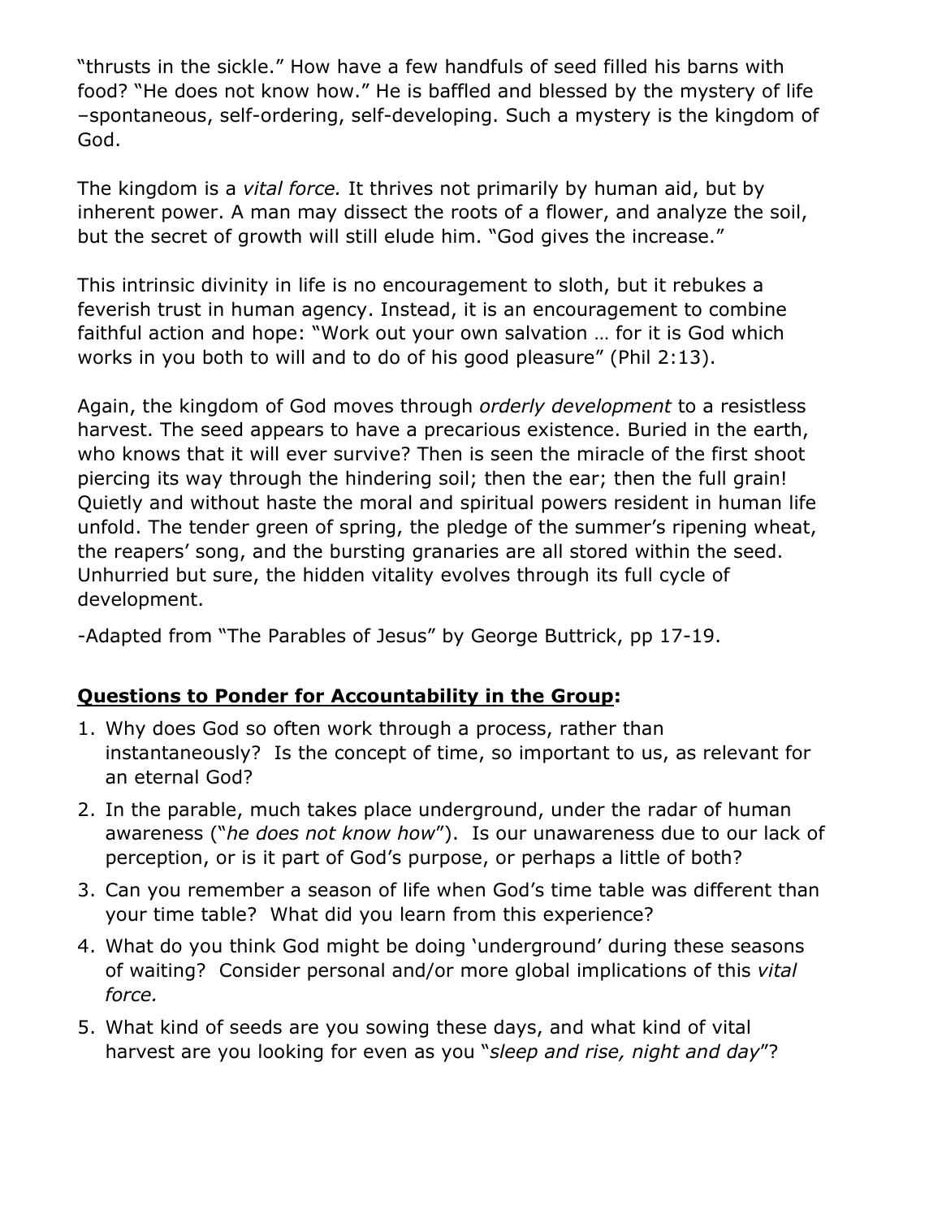"thrusts in the sickle." How have a few handfuls of seed filled his barns with food? "He does not know how." He is baffled and blessed by the mystery of life –spontaneous, self-ordering, self-developing. Such a mystery is the kingdom of God.

The kingdom is a *vital force.* It thrives not primarily by human aid, but by inherent power. A man may dissect the roots of a flower, and analyze the soil, but the secret of growth will still elude him. "God gives the increase."

This intrinsic divinity in life is no encouragement to sloth, but it rebukes a feverish trust in human agency. Instead, it is an encouragement to combine faithful action and hope: "Work out your own salvation … for it is God which works in you both to will and to do of his good pleasure" (Phil 2:13).

Again, the kingdom of God moves through *orderly development* to a resistless harvest. The seed appears to have a precarious existence. Buried in the earth, who knows that it will ever survive? Then is seen the miracle of the first shoot piercing its way through the hindering soil; then the ear; then the full grain! Quietly and without haste the moral and spiritual powers resident in human life unfold. The tender green of spring, the pledge of the summer's ripening wheat, the reapers' song, and the bursting granaries are all stored within the seed. Unhurried but sure, the hidden vitality evolves through its full cycle of development.

-Adapted from "The Parables of Jesus" by George Buttrick, pp 17-19.

**Questions to Ponder for Accountability in the Group:**

1. Why does God so often work through a process, rather than instantaneously? Is the concept of time, so important to us, as relevant for an eternal God?
2. In the parable, much takes place underground, under the radar of human awareness ("*he does not know how*"). Is our unawareness due to our lack of perception, or is it part of God's purpose, or perhaps a little of both?
3. Can you remember a season of life when God's time table was different than your time table? What did you learn from this experience?
4. What do you think God might be doing 'underground' during these seasons of waiting? Consider personal and/or more global implications of this *vital force.*
5. What kind of seeds are you sowing these days, and what kind of vital harvest are you looking for even as you "*sleep and rise, night and day*"?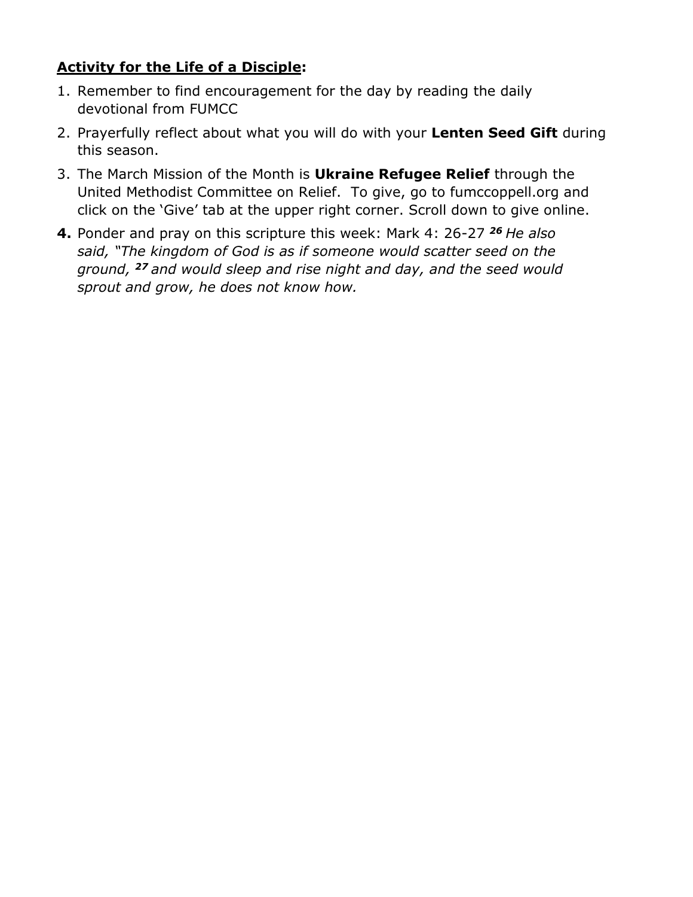**<u>Activity for the Life of a Disciple</u>:**

1. Remember to find encouragement for the day by reading the daily devotional from FUMCC
2. Prayerfully reflect about what you will do with your **Lenten Seed Gift** during this season.
3. The March Mission of the Month is **Ukraine Refugee Relief** through the United Methodist Committee on Relief. To give, go to fumccoppell.org and click on the 'Give' tab at the upper right corner. Scroll down to give online.
4. Ponder and pray on this scripture this week: Mark 4: 26-27 ***26*** *He also said, "The kingdom of God is as if someone would scatter seed on the ground,* ***27*** *and would sleep and rise night and day, and the seed would sprout and grow, he does not know how.*